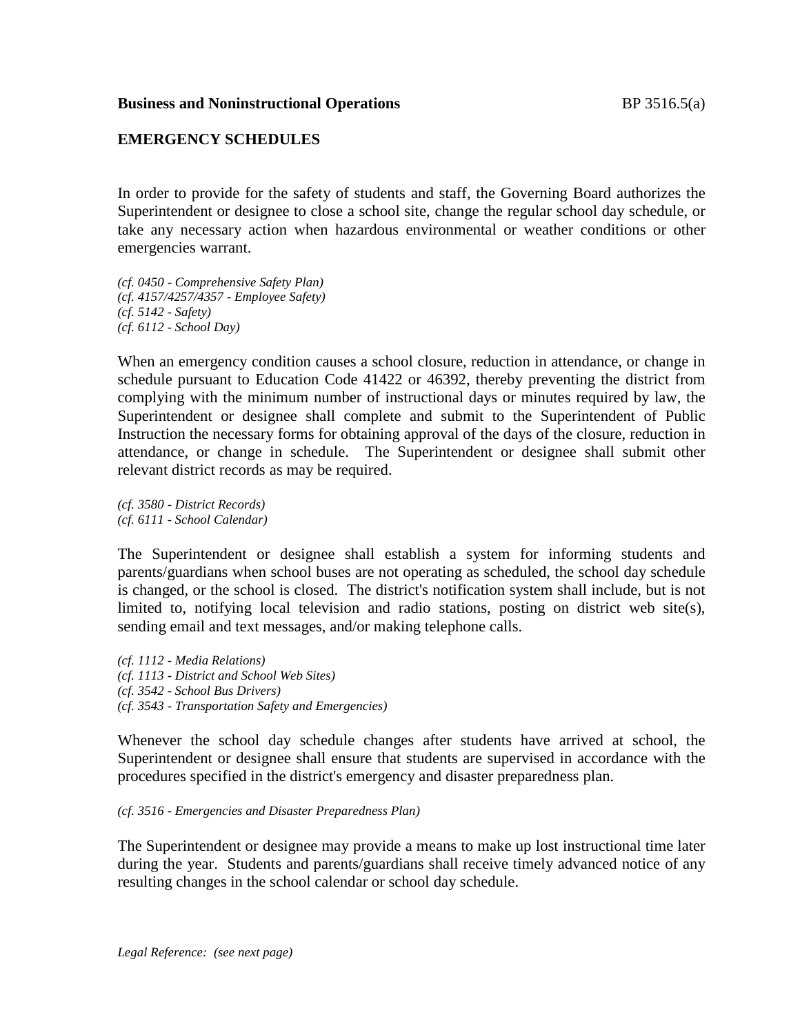**Business and Noninstructional Operations** BP 3516.5(a)

## EMERGENCY SCHEDULES

In order to provide for the safety of students and staff, the Governing Board authorizes the Superintendent or designee to close a school site, change the regular school day schedule, or take any necessary action when hazardous environmental or weather conditions or other emergencies warrant.

*(cf. 0450 - Comprehensive Safety Plan)*
*(cf. 4157/4257/4357 - Employee Safety)*
*(cf. 5142 - Safety)*
*(cf. 6112 - School Day)*

When an emergency condition causes a school closure, reduction in attendance, or change in schedule pursuant to Education Code 41422 or 46392, thereby preventing the district from complying with the minimum number of instructional days or minutes required by law, the Superintendent or designee shall complete and submit to the Superintendent of Public Instruction the necessary forms for obtaining approval of the days of the closure, reduction in attendance, or change in schedule. The Superintendent or designee shall submit other relevant district records as may be required.

*(cf. 3580 - District Records)*
*(cf. 6111 - School Calendar)*

The Superintendent or designee shall establish a system for informing students and parents/guardians when school buses are not operating as scheduled, the school day schedule is changed, or the school is closed. The district's notification system shall include, but is not limited to, notifying local television and radio stations, posting on district web site(s), sending email and text messages, and/or making telephone calls.

*(cf. 1112 - Media Relations)*
*(cf. 1113 - District and School Web Sites)*
*(cf. 3542 - School Bus Drivers)*
*(cf. 3543 - Transportation Safety and Emergencies)*

Whenever the school day schedule changes after students have arrived at school, the Superintendent or designee shall ensure that students are supervised in accordance with the procedures specified in the district's emergency and disaster preparedness plan.

*(cf. 3516 - Emergencies and Disaster Preparedness Plan)*

The Superintendent or designee may provide a means to make up lost instructional time later during the year. Students and parents/guardians shall receive timely advanced notice of any resulting changes in the school calendar or school day schedule.

*Legal Reference: (see next page)*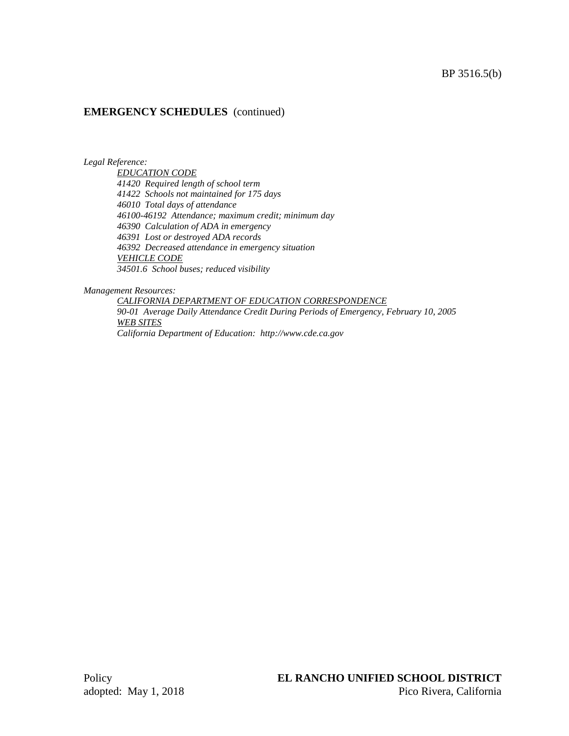**EMERGENCY SCHEDULES** (continued)

*Legal Reference:*

*EDUCATION CODE*
*41420 Required length of school term*
*41422 Schools not maintained for 175 days*
*46010 Total days of attendance*
*46100-46192 Attendance; maximum credit; minimum day*
*46390 Calculation of ADA in emergency*
*46391 Lost or destroyed ADA records*
*46392 Decreased attendance in emergency situation*
*VEHICLE CODE*
*34501.6 School buses; reduced visibility*

*Management Resources:*

*CALIFORNIA DEPARTMENT OF EDUCATION CORRESPONDENCE*
*90-01 Average Daily Attendance Credit During Periods of Emergency, February 10, 2005*
*WEB SITES*
*California Department of Education: http://www.cde.ca.gov*

Policy
adopted: May 1, 2018

**EL RANCHO UNIFIED SCHOOL DISTRICT**
Pico Rivera, California